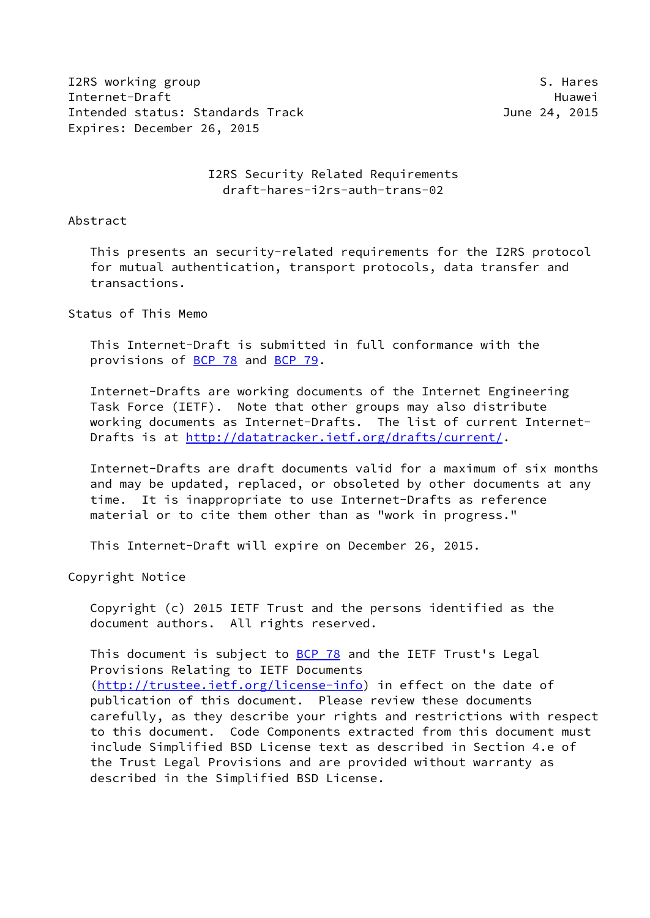I2RS working group S. Hares
Internet-Draft Huawei
Intended status: Standards Track June 24, 2015
Expires: December 26, 2015

# I2RS Security Related Requirements
## draft-hares-i2rs-auth-trans-02

## Abstract

This presents an security-related requirements for the I2RS protocol for mutual authentication, transport protocols, data transfer and transactions.

## Status of This Memo

This Internet-Draft is submitted in full conformance with the provisions of BCP 78 and BCP 79.

Internet-Drafts are working documents of the Internet Engineering Task Force (IETF). Note that other groups may also distribute working documents as Internet-Drafts. The list of current Internet-Drafts is at http://datatracker.ietf.org/drafts/current/.

Internet-Drafts are draft documents valid for a maximum of six months and may be updated, replaced, or obsoleted by other documents at any time. It is inappropriate to use Internet-Drafts as reference material or to cite them other than as "work in progress."

This Internet-Draft will expire on December 26, 2015.

## Copyright Notice

Copyright (c) 2015 IETF Trust and the persons identified as the document authors. All rights reserved.

This document is subject to BCP 78 and the IETF Trust's Legal Provisions Relating to IETF Documents (http://trustee.ietf.org/license-info) in effect on the date of publication of this document. Please review these documents carefully, as they describe your rights and restrictions with respect to this document. Code Components extracted from this document must include Simplified BSD License text as described in Section 4.e of the Trust Legal Provisions and are provided without warranty as described in the Simplified BSD License.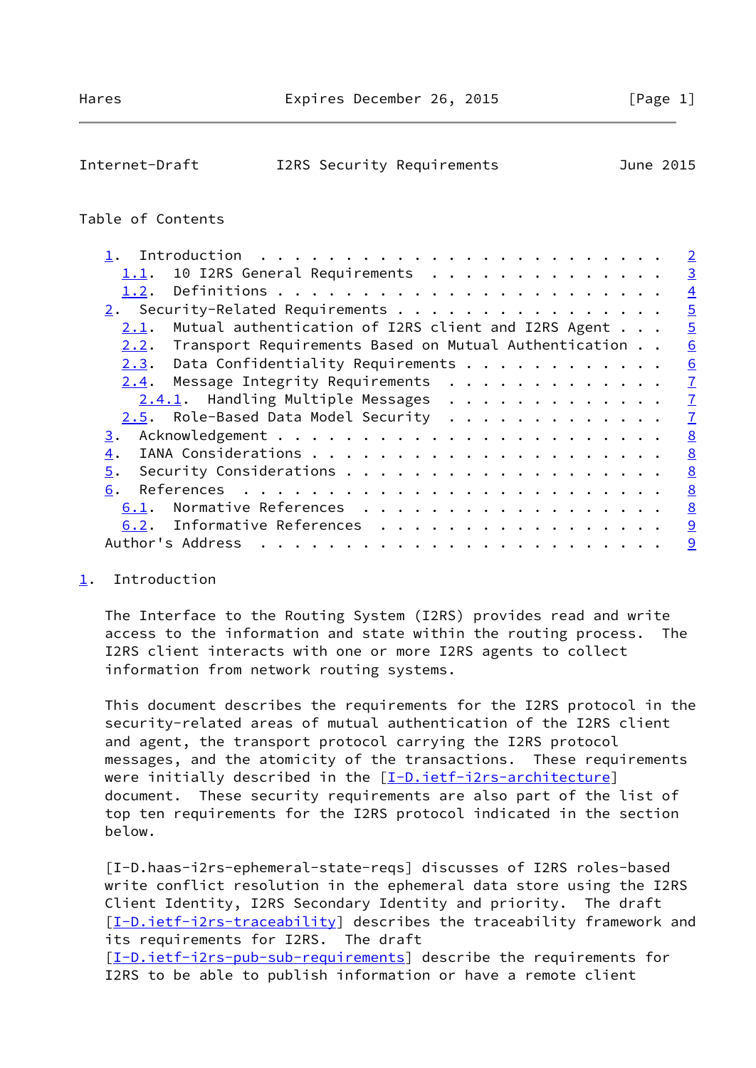Table of Contents

- 1. Introduction . . . . . . . . . . . . . . . . . . . . . . . . 2
  - 1.1. 10 I2RS General Requirements . . . . . . . . . . . . . . 3
  - 1.2. Definitions . . . . . . . . . . . . . . . . . . . . . . . 4
- 2. Security-Related Requirements . . . . . . . . . . . . . . . 5
  - 2.1. Mutual authentication of I2RS client and I2RS Agent . . . 5
  - 2.2. Transport Requirements Based on Mutual Authentication . . 6
  - 2.3. Data Confidentiality Requirements . . . . . . . . . . . . 6
  - 2.4. Message Integrity Requirements . . . . . . . . . . . . . 7
    - 2.4.1. Handling Multiple Messages . . . . . . . . . . . . . 7
  - 2.5. Role-Based Data Model Security . . . . . . . . . . . . . 7
- 3. Acknowledgement . . . . . . . . . . . . . . . . . . . . . . . 8
- 4. IANA Considerations . . . . . . . . . . . . . . . . . . . . . 8
- 5. Security Considerations . . . . . . . . . . . . . . . . . . . 8
- 6. References . . . . . . . . . . . . . . . . . . . . . . . . . 8
  - 6.1. Normative References . . . . . . . . . . . . . . . . . . 8
  - 6.2. Informative References . . . . . . . . . . . . . . . . . 9
- Author's Address . . . . . . . . . . . . . . . . . . . . . . . . 9

## 1. Introduction

The Interface to the Routing System (I2RS) provides read and write access to the information and state within the routing process. The I2RS client interacts with one or more I2RS agents to collect information from network routing systems.

This document describes the requirements for the I2RS protocol in the security-related areas of mutual authentication of the I2RS client and agent, the transport protocol carrying the I2RS protocol messages, and the atomicity of the transactions. These requirements were initially described in the [I-D.ietf-i2rs-architecture] document. These security requirements are also part of the list of top ten requirements for the I2RS protocol indicated in the section below.

[I-D.haas-i2rs-ephemeral-state-reqs] discusses of I2RS roles-based write conflict resolution in the ephemeral data store using the I2RS Client Identity, I2RS Secondary Identity and priority. The draft [I-D.ietf-i2rs-traceability] describes the traceability framework and its requirements for I2RS. The draft [I-D.ietf-i2rs-pub-sub-requirements] describe the requirements for I2RS to be able to publish information or have a remote client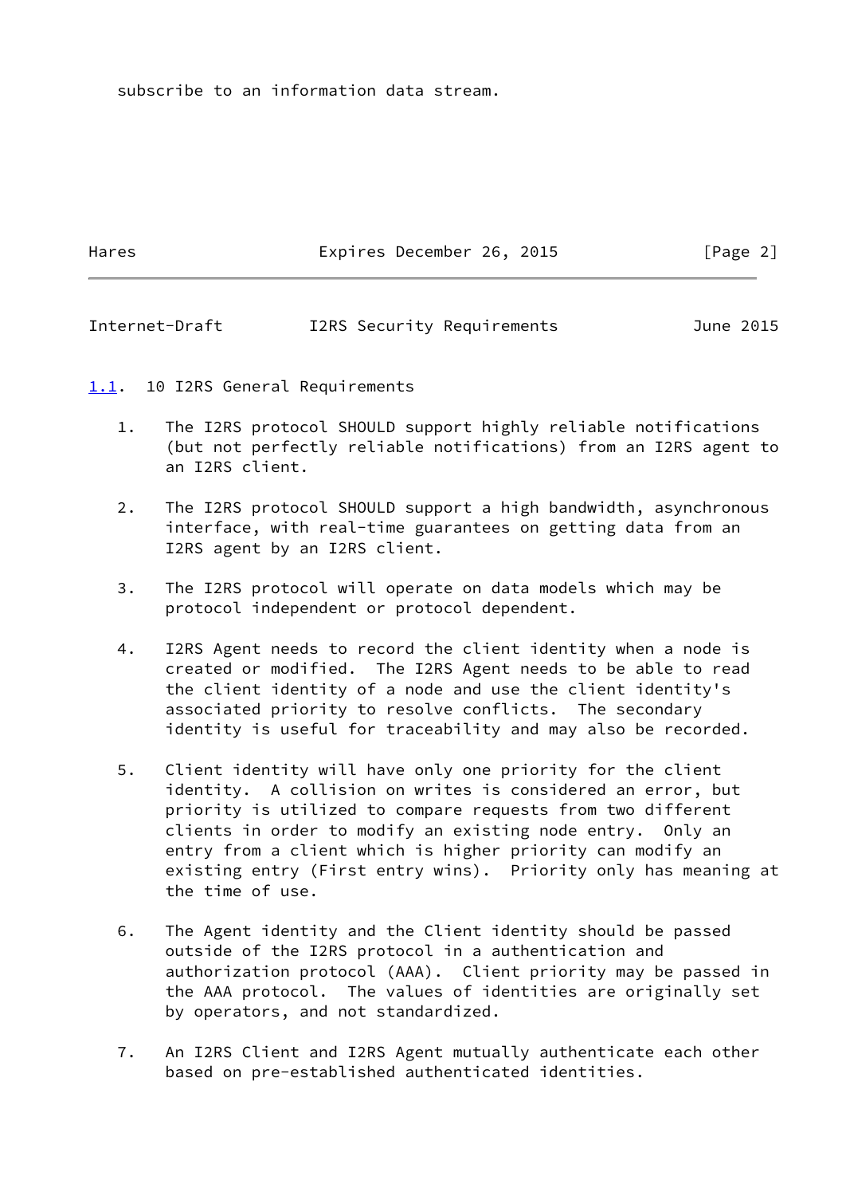subscribe to an information data stream.

### 1.1. 10 I2RS General Requirements

1. The I2RS protocol SHOULD support highly reliable notifications (but not perfectly reliable notifications) from an I2RS agent to an I2RS client.

2. The I2RS protocol SHOULD support a high bandwidth, asynchronous interface, with real-time guarantees on getting data from an I2RS agent by an I2RS client.

3. The I2RS protocol will operate on data models which may be protocol independent or protocol dependent.

4. I2RS Agent needs to record the client identity when a node is created or modified. The I2RS Agent needs to be able to read the client identity of a node and use the client identity's associated priority to resolve conflicts. The secondary identity is useful for traceability and may also be recorded.

5. Client identity will have only one priority for the client identity. A collision on writes is considered an error, but priority is utilized to compare requests from two different clients in order to modify an existing node entry. Only an entry from a client which is higher priority can modify an existing entry (First entry wins). Priority only has meaning at the time of use.

6. The Agent identity and the Client identity should be passed outside of the I2RS protocol in a authentication and authorization protocol (AAA). Client priority may be passed in the AAA protocol. The values of identities are originally set by operators, and not standardized.

7. An I2RS Client and I2RS Agent mutually authenticate each other based on pre-established authenticated identities.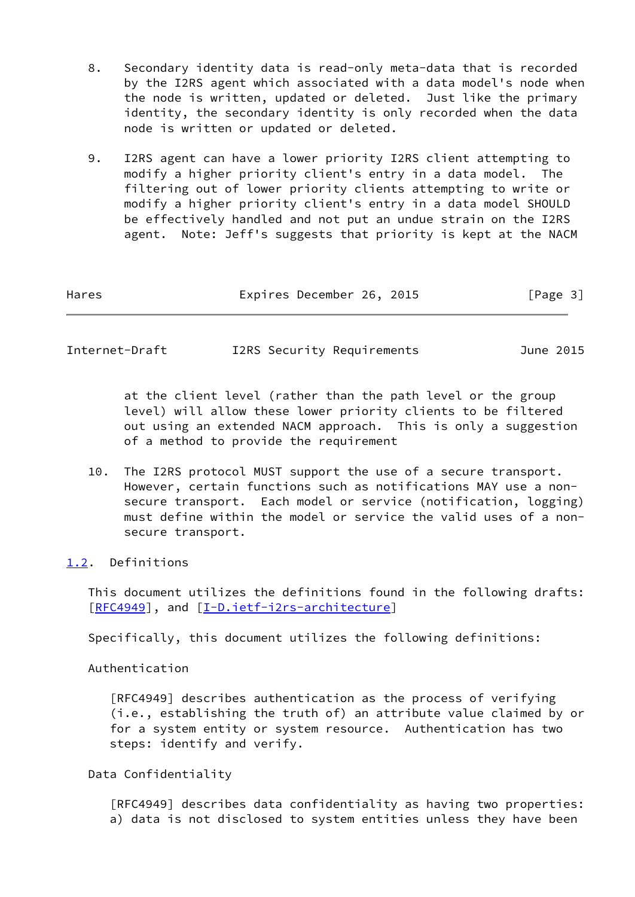8. Secondary identity data is read-only meta-data that is recorded by the I2RS agent which associated with a data model's node when the node is written, updated or deleted. Just like the primary identity, the secondary identity is only recorded when the data node is written or updated or deleted.

9. I2RS agent can have a lower priority I2RS client attempting to modify a higher priority client's entry in a data model. The filtering out of lower priority clients attempting to write or modify a higher priority client's entry in a data model SHOULD be effectively handled and not put an undue strain on the I2RS agent. Note: Jeff's suggests that priority is kept at the NACM at the client level (rather than the path level or the group level) will allow these lower priority clients to be filtered out using an extended NACM approach. This is only a suggestion of a method to provide the requirement

10. The I2RS protocol MUST support the use of a secure transport. However, certain functions such as notifications MAY use a non-secure transport. Each model or service (notification, logging) must define within the model or service the valid uses of a non-secure transport.

## 1.2. Definitions

This document utilizes the definitions found in the following drafts: [RFC4949], and [I-D.ietf-i2rs-architecture]

Specifically, this document utilizes the following definitions:

Authentication

[RFC4949] describes authentication as the process of verifying (i.e., establishing the truth of) an attribute value claimed by or for a system entity or system resource. Authentication has two steps: identify and verify.

Data Confidentiality

[RFC4949] describes data confidentiality as having two properties: a) data is not disclosed to system entities unless they have been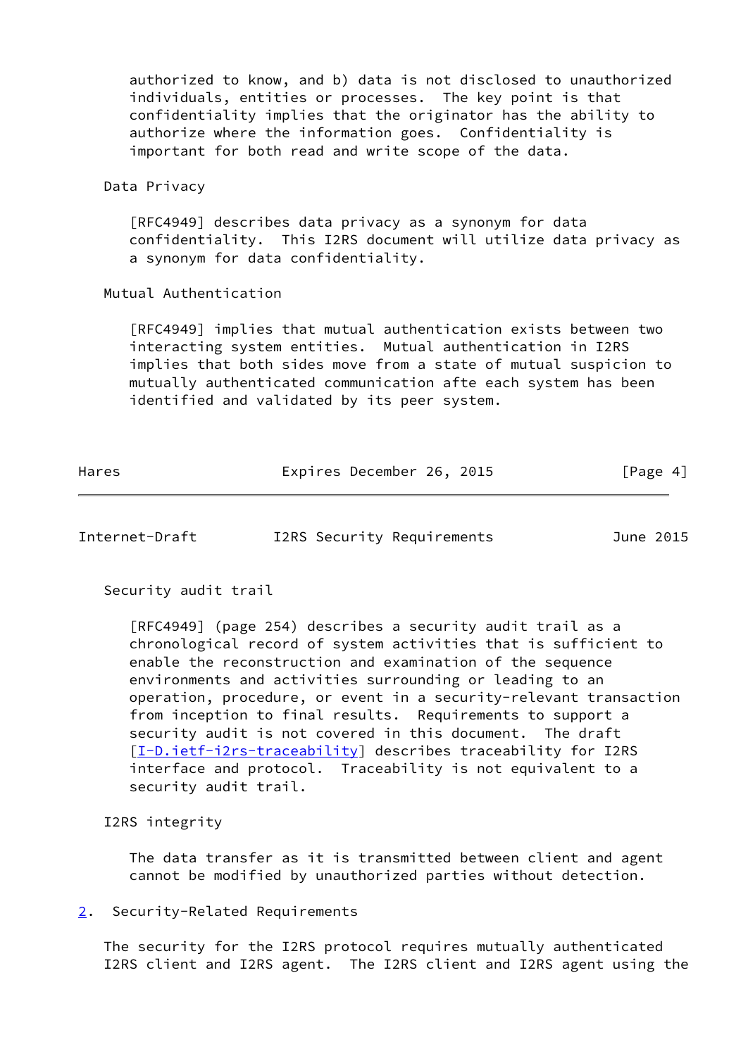authorized to know, and b) data is not disclosed to unauthorized individuals, entities or processes. The key point is that confidentiality implies that the originator has the ability to authorize where the information goes. Confidentiality is important for both read and write scope of the data.

Data Privacy

[RFC4949] describes data privacy as a synonym for data confidentiality. This I2RS document will utilize data privacy as a synonym for data confidentiality.

Mutual Authentication

[RFC4949] implies that mutual authentication exists between two interacting system entities. Mutual authentication in I2RS implies that both sides move from a state of mutual suspicion to mutually authenticated communication afte each system has been identified and validated by its peer system.

Security audit trail

[RFC4949] (page 254) describes a security audit trail as a chronological record of system activities that is sufficient to enable the reconstruction and examination of the sequence environments and activities surrounding or leading to an operation, procedure, or event in a security-relevant transaction from inception to final results. Requirements to support a security audit is not covered in this document. The draft [I-D.ietf-i2rs-traceability] describes traceability for I2RS interface and protocol. Traceability is not equivalent to a security audit trail.

I2RS integrity

The data transfer as it is transmitted between client and agent cannot be modified by unauthorized parties without detection.

## 2. Security-Related Requirements

The security for the I2RS protocol requires mutually authenticated I2RS client and I2RS agent. The I2RS client and I2RS agent using the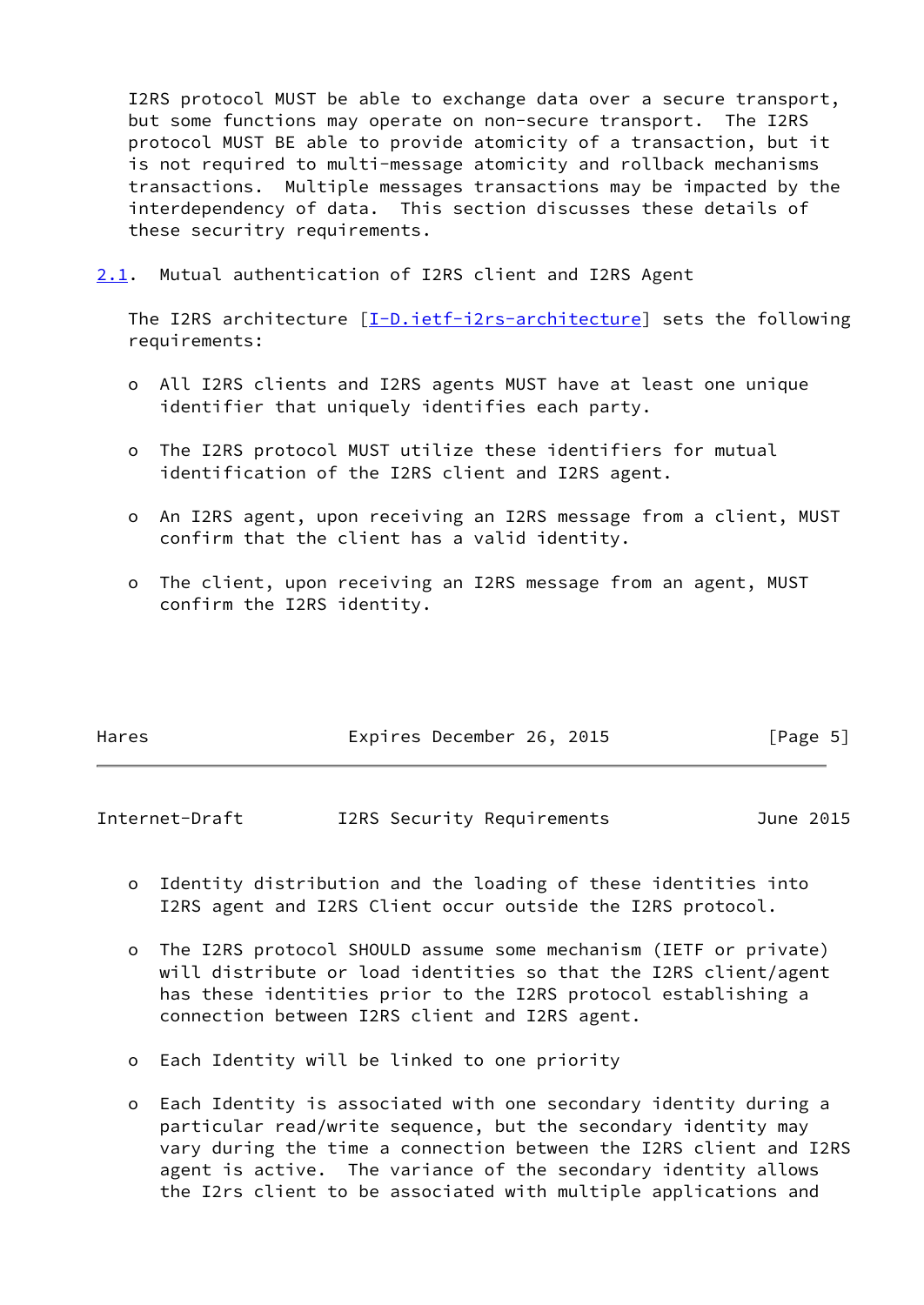I2RS protocol MUST be able to exchange data over a secure transport, but some functions may operate on non-secure transport. The I2RS protocol MUST BE able to provide atomicity of a transaction, but it is not required to multi-message atomicity and rollback mechanisms transactions. Multiple messages transactions may be impacted by the interdependency of data. This section discusses these details of these securrity requirements.

## 2.1. Mutual authentication of I2RS client and I2RS Agent

The I2RS architecture [I-D.ietf-i2rs-architecture] sets the following requirements:

- All I2RS clients and I2RS agents MUST have at least one unique identifier that uniquely identifies each party.
- The I2RS protocol MUST utilize these identifiers for mutual identification of the I2RS client and I2RS agent.
- An I2RS agent, upon receiving an I2RS message from a client, MUST confirm that the client has a valid identity.
- The client, upon receiving an I2RS message from an agent, MUST confirm the I2RS identity.
- Identity distribution and the loading of these identities into I2RS agent and I2RS Client occur outside the I2RS protocol.
- The I2RS protocol SHOULD assume some mechanism (IETF or private) will distribute or load identities so that the I2RS client/agent has these identities prior to the I2RS protocol establishing a connection between I2RS client and I2RS agent.
- Each Identity will be linked to one priority
- Each Identity is associated with one secondary identity during a particular read/write sequence, but the secondary identity may vary during the time a connection between the I2RS client and I2RS agent is active. The variance of the secondary identity allows the I2rs client to be associated with multiple applications and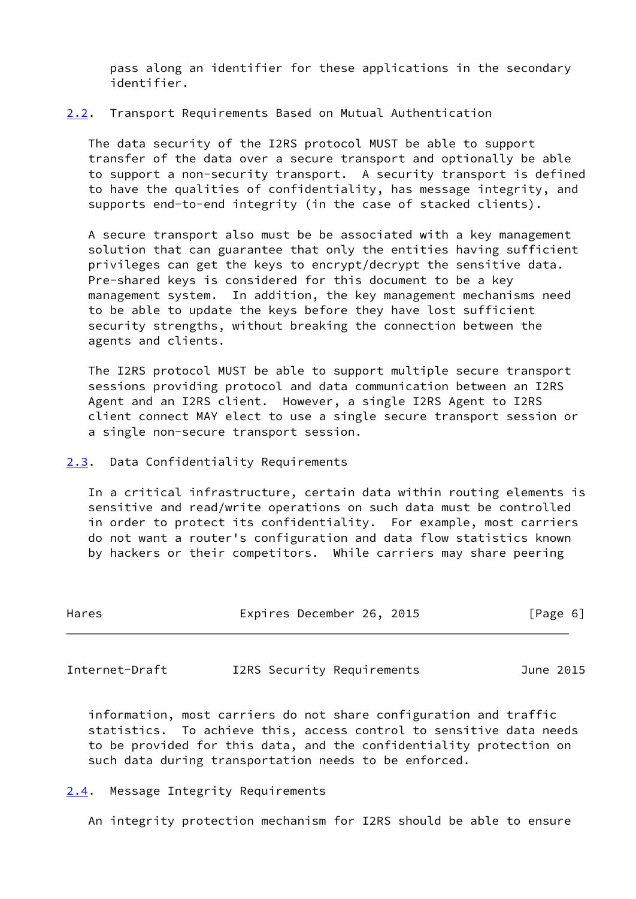pass along an identifier for these applications in the secondary identifier.

## 2.2. Transport Requirements Based on Mutual Authentication

The data security of the I2RS protocol MUST be able to support transfer of the data over a secure transport and optionally be able to support a non-security transport. A security transport is defined to have the qualities of confidentiality, has message integrity, and supports end-to-end integrity (in the case of stacked clients).

A secure transport also must be be associated with a key management solution that can guarantee that only the entities having sufficient privileges can get the keys to encrypt/decrypt the sensitive data. Pre-shared keys is considered for this document to be a key management system. In addition, the key management mechanisms need to be able to update the keys before they have lost sufficient security strengths, without breaking the connection between the agents and clients.

The I2RS protocol MUST be able to support multiple secure transport sessions providing protocol and data communication between an I2RS Agent and an I2RS client. However, a single I2RS Agent to I2RS client connect MAY elect to use a single secure transport session or a single non-secure transport session.

## 2.3. Data Confidentiality Requirements

In a critical infrastructure, certain data within routing elements is sensitive and read/write operations on such data must be controlled in order to protect its confidentiality. For example, most carriers do not want a router's configuration and data flow statistics known by hackers or their competitors. While carriers may share peering information, most carriers do not share configuration and traffic statistics. To achieve this, access control to sensitive data needs to be provided for this data, and the confidentiality protection on such data during transportation needs to be enforced.

## 2.4. Message Integrity Requirements

An integrity protection mechanism for I2RS should be able to ensure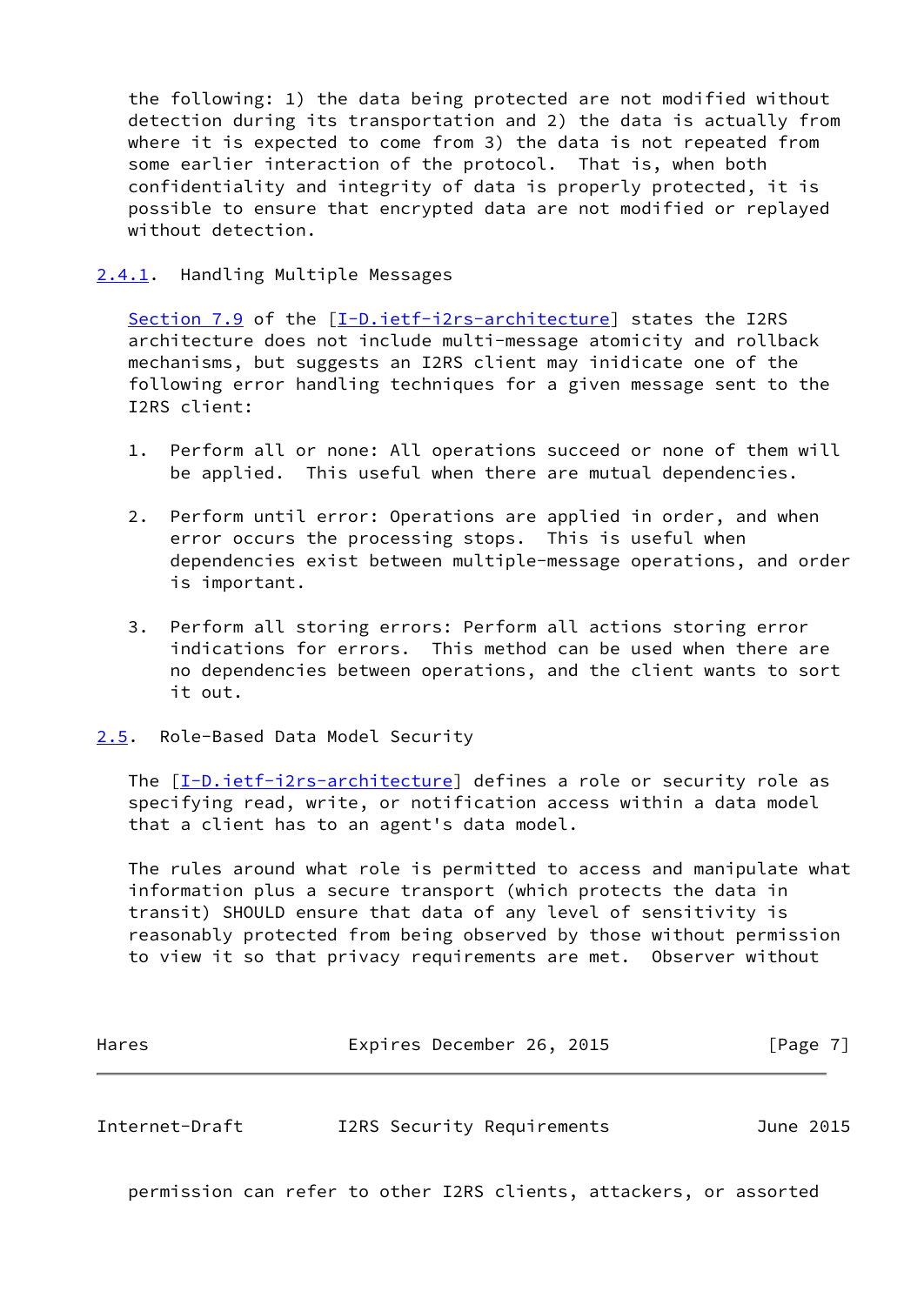the following: 1) the data being protected are not modified without detection during its transportation and 2) the data is actually from where it is expected to come from 3) the data is not repeated from some earlier interaction of the protocol. That is, when both confidentiality and integrity of data is properly protected, it is possible to ensure that encrypted data are not modified or replayed without detection.

### 2.4.1. Handling Multiple Messages

Section 7.9 of the [I-D.ietf-i2rs-architecture] states the I2RS architecture does not include multi-message atomicity and rollback mechanisms, but suggests an I2RS client may inidicate one of the following error handling techniques for a given message sent to the I2RS client:

1. Perform all or none: All operations succeed or none of them will be applied. This useful when there are mutual dependencies.

2. Perform until error: Operations are applied in order, and when error occurs the processing stops. This is useful when dependencies exist between multiple-message operations, and order is important.

3. Perform all storing errors: Perform all actions storing error indications for errors. This method can be used when there are no dependencies between operations, and the client wants to sort it out.

## 2.5. Role-Based Data Model Security

The [I-D.ietf-i2rs-architecture] defines a role or security role as specifying read, write, or notification access within a data model that a client has to an agent's data model.

The rules around what role is permitted to access and manipulate what information plus a secure transport (which protects the data in transit) SHOULD ensure that data of any level of sensitivity is reasonably protected from being observed by those without permission to view it so that privacy requirements are met. Observer without permission can refer to other I2RS clients, attackers, or assorted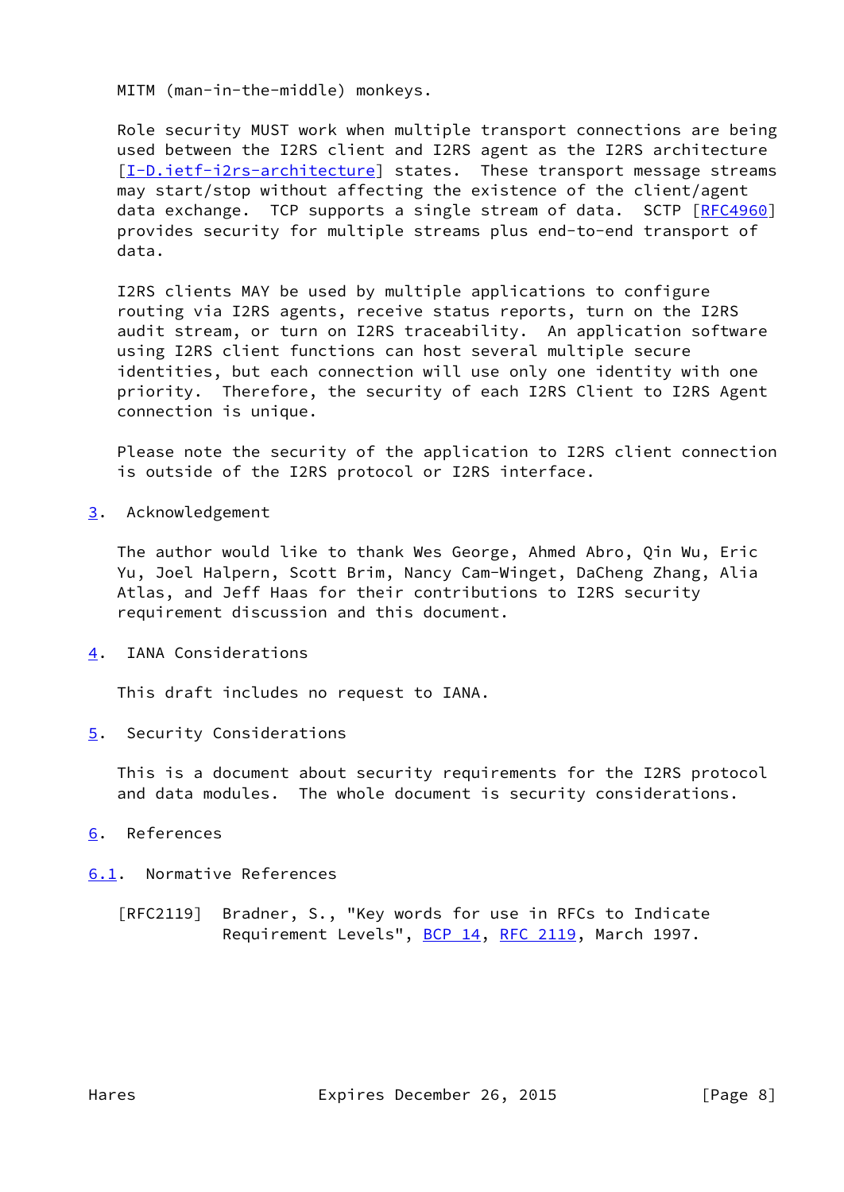MITM (man-in-the-middle) monkeys.

Role security MUST work when multiple transport connections are being used between the I2RS client and I2RS agent as the I2RS architecture [I-D.ietf-i2rs-architecture] states. These transport message streams may start/stop without affecting the existence of the client/agent data exchange. TCP supports a single stream of data. SCTP [RFC4960] provides security for multiple streams plus end-to-end transport of data.

I2RS clients MAY be used by multiple applications to configure routing via I2RS agents, receive status reports, turn on the I2RS audit stream, or turn on I2RS traceability. An application software using I2RS client functions can host several multiple secure identities, but each connection will use only one identity with one priority. Therefore, the security of each I2RS Client to I2RS Agent connection is unique.

Please note the security of the application to I2RS client connection is outside of the I2RS protocol or I2RS interface.

## 3. Acknowledgement

The author would like to thank Wes George, Ahmed Abro, Qin Wu, Eric Yu, Joel Halpern, Scott Brim, Nancy Cam-Winget, DaCheng Zhang, Alia Atlas, and Jeff Haas for their contributions to I2RS security requirement discussion and this document.

## 4. IANA Considerations

This draft includes no request to IANA.

## 5. Security Considerations

This is a document about security requirements for the I2RS protocol and data modules. The whole document is security considerations.

## 6. References

### 6.1. Normative References

[RFC2119] Bradner, S., "Key words for use in RFCs to Indicate Requirement Levels", BCP 14, RFC 2119, March 1997.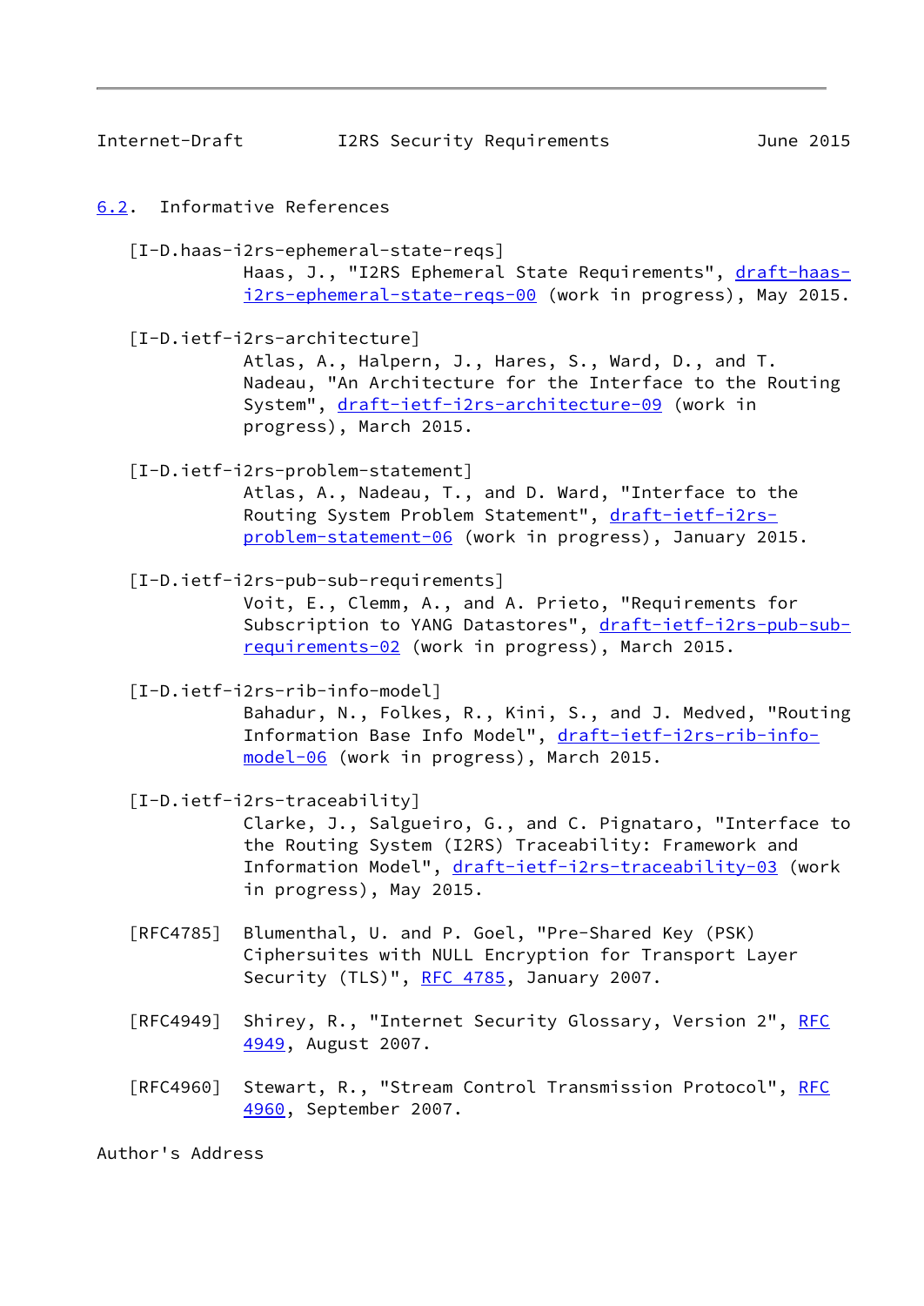### 6.2. Informative References

[I-D.haas-i2rs-ephemeral-state-reqs]
Haas, J., "I2RS Ephemeral State Requirements", draft-haas-i2rs-ephemeral-state-reqs-00 (work in progress), May 2015.

[I-D.ietf-i2rs-architecture]
Atlas, A., Halpern, J., Hares, S., Ward, D., and T. Nadeau, "An Architecture for the Interface to the Routing System", draft-ietf-i2rs-architecture-09 (work in progress), March 2015.

[I-D.ietf-i2rs-problem-statement]
Atlas, A., Nadeau, T., and D. Ward, "Interface to the Routing System Problem Statement", draft-ietf-i2rs-problem-statement-06 (work in progress), January 2015.

[I-D.ietf-i2rs-pub-sub-requirements]
Voit, E., Clemm, A., and A. Prieto, "Requirements for Subscription to YANG Datastores", draft-ietf-i2rs-pub-sub-requirements-02 (work in progress), March 2015.

[I-D.ietf-i2rs-rib-info-model]
Bahadur, N., Folkes, R., Kini, S., and J. Medved, "Routing Information Base Info Model", draft-ietf-i2rs-rib-info-model-06 (work in progress), March 2015.

[I-D.ietf-i2rs-traceability]
Clarke, J., Salgueiro, G., and C. Pignataro, "Interface to the Routing System (I2RS) Traceability: Framework and Information Model", draft-ietf-i2rs-traceability-03 (work in progress), May 2015.

[RFC4785] Blumenthal, U. and P. Goel, "Pre-Shared Key (PSK) Ciphersuites with NULL Encryption for Transport Layer Security (TLS)", RFC 4785, January 2007.

[RFC4949] Shirey, R., "Internet Security Glossary, Version 2", RFC 4949, August 2007.

[RFC4960] Stewart, R., "Stream Control Transmission Protocol", RFC 4960, September 2007.

Author's Address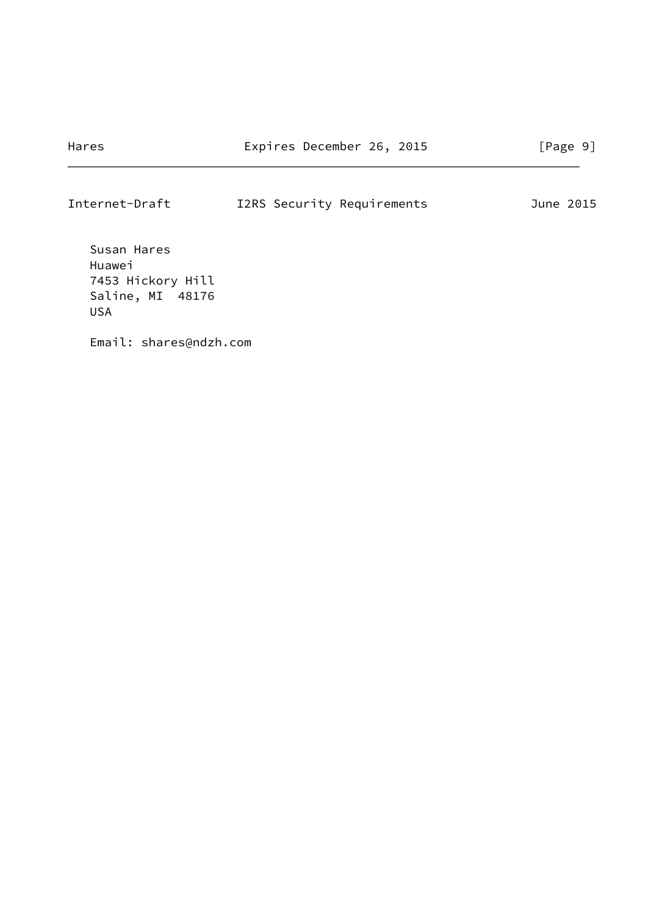Susan Hares
Huawei
7453 Hickory Hill
Saline, MI  48176
USA

Email: shares@ndzh.com